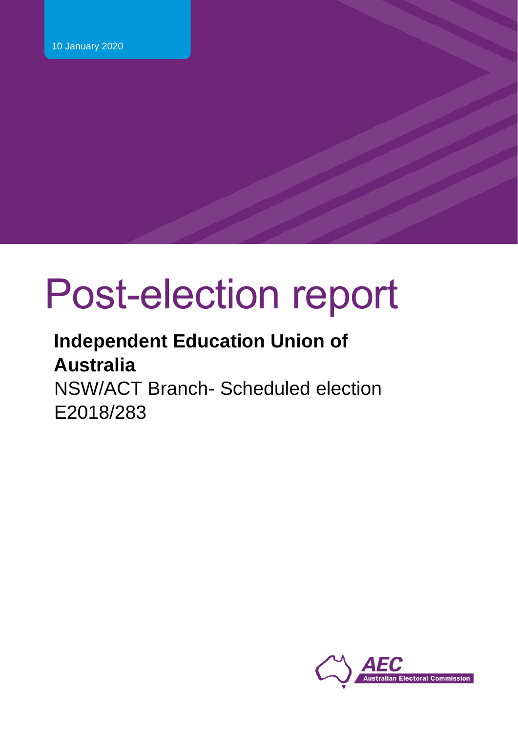10 January 2020

# Post-election report

## **Independent Education Union of Australia**

NSW/ACT Branch- Scheduled election
E2018/283

AEC Australian Electoral Commission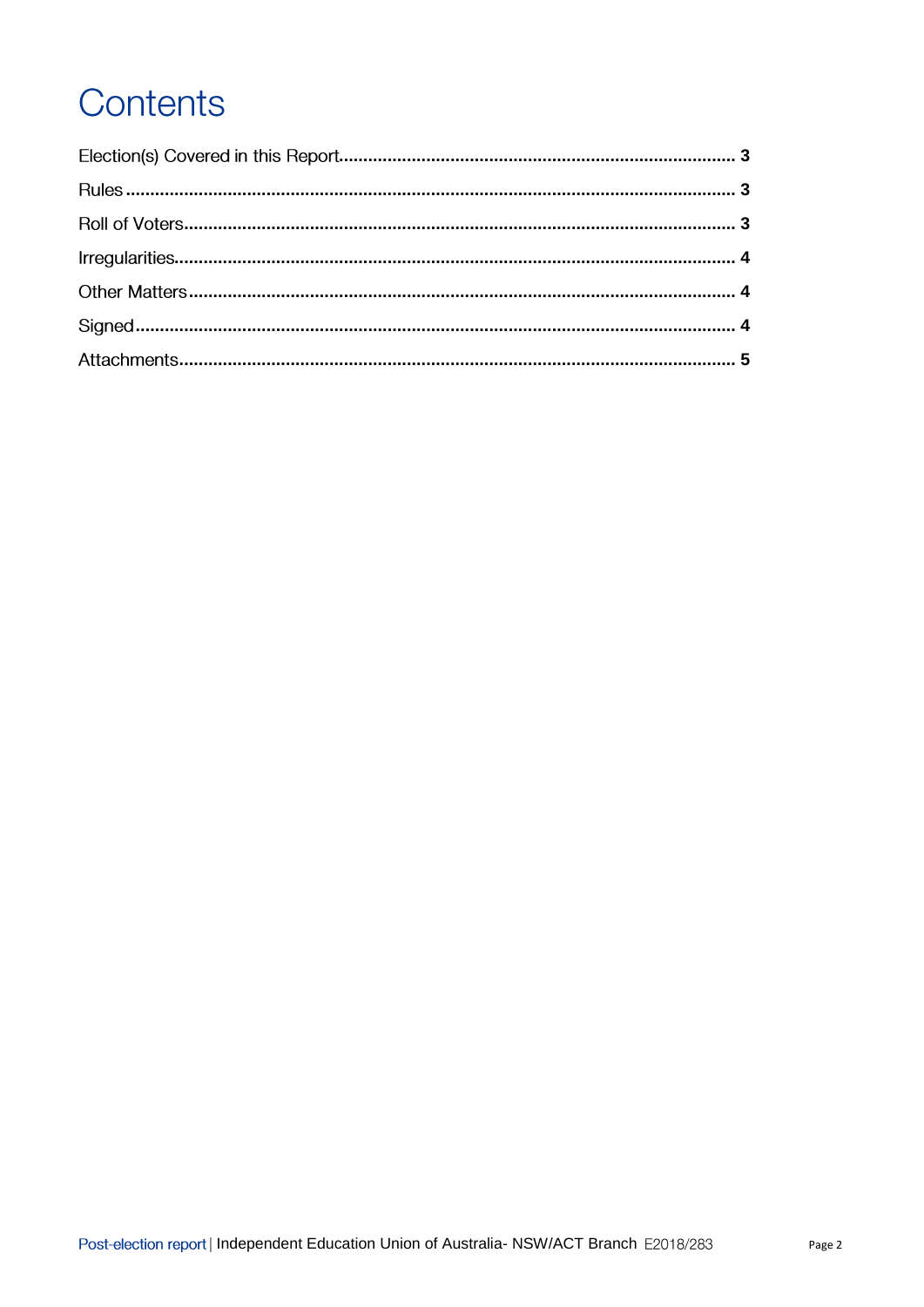# Contents

Election(s) Covered in this Report................................................................................ 3

Rules ........................................................................................................................ 3

Roll of Voters............................................................................................................. 3

Irregularities.............................................................................................................. 4

Other Matters ............................................................................................................ 4

Signed....................................................................................................................... 4

Attachments.............................................................................................................. 5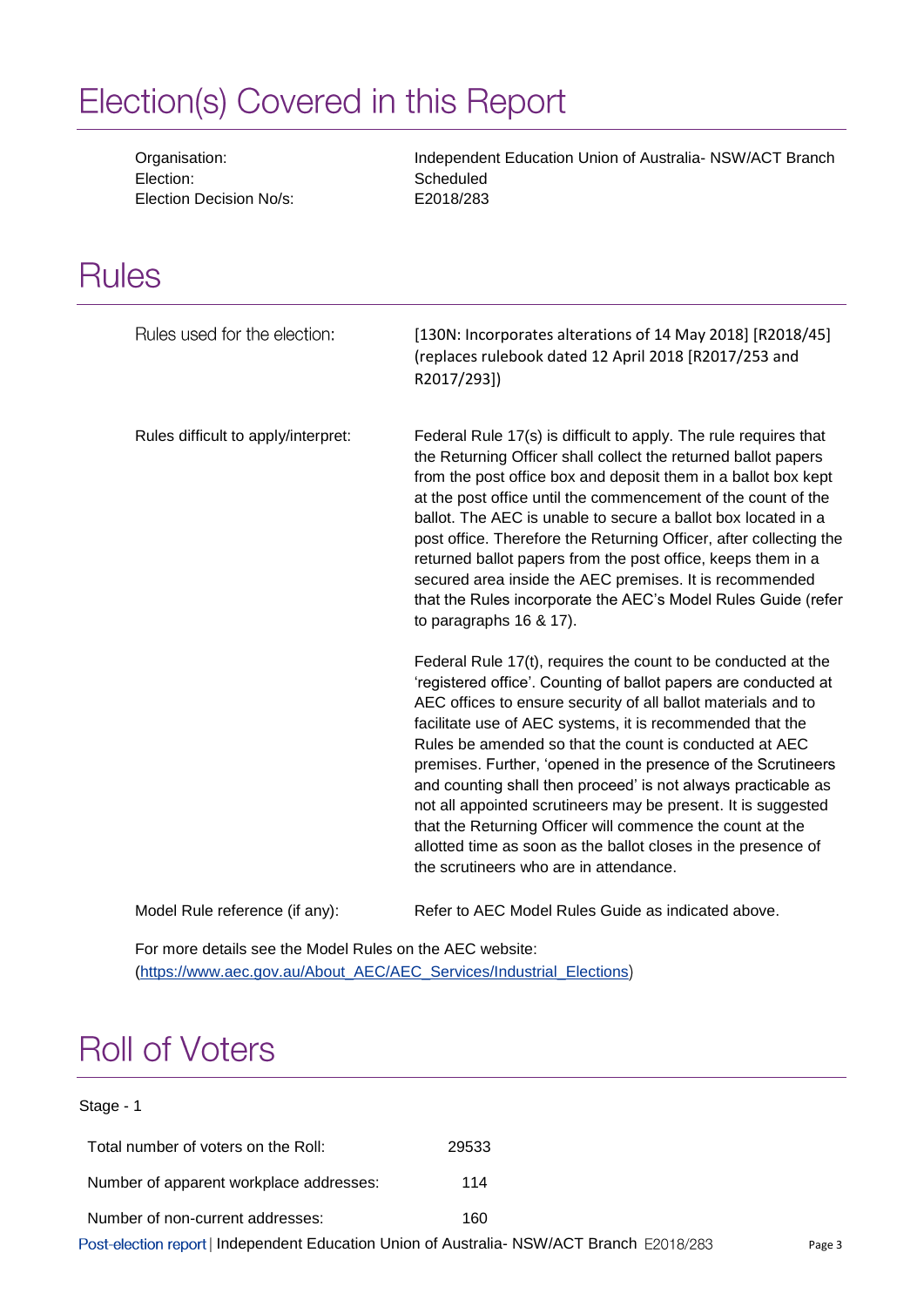# Election(s) Covered in this Report

| | |
|---|---|
| Organisation: | Independent Education Union of Australia- NSW/ACT Branch |
| Election: | Scheduled |
| Election Decision No/s: | E2018/283 |

# Rules

**Rules used for the election:**

[130N: Incorporates alterations of 14 May 2018] [R2018/45] (replaces rulebook dated 12 April 2018 [R2017/253 and R2017/293])

**Rules difficult to apply/interpret:**

Federal Rule 17(s) is difficult to apply. The rule requires that the Returning Officer shall collect the returned ballot papers from the post office box and deposit them in a ballot box kept at the post office until the commencement of the count of the ballot. The AEC is unable to secure a ballot box located in a post office. Therefore the Returning Officer, after collecting the returned ballot papers from the post office, keeps them in a secured area inside the AEC premises. It is recommended that the Rules incorporate the AEC's Model Rules Guide (refer to paragraphs 16 & 17).

Federal Rule 17(t), requires the count to be conducted at the 'registered office'. Counting of ballot papers are conducted at AEC offices to ensure security of all ballot materials and to facilitate use of AEC systems, it is recommended that the Rules be amended so that the count is conducted at AEC premises. Further, 'opened in the presence of the Scrutineers and counting shall then proceed' is not always practicable as not all appointed scrutineers may be present. It is suggested that the Returning Officer will commence the count at the allotted time as soon as the ballot closes in the presence of the scrutineers who are in attendance.

**Model Rule reference (if any):**

Refer to AEC Model Rules Guide as indicated above.

For more details see the Model Rules on the AEC website: (https://www.aec.gov.au/About_AEC/AEC_Services/Industrial_Elections)

# Roll of Voters

Stage - 1

| | |
|---|---|
| Total number of voters on the Roll: | 29533 |
| Number of apparent workplace addresses: | 114 |
| Number of non-current addresses: | 160 |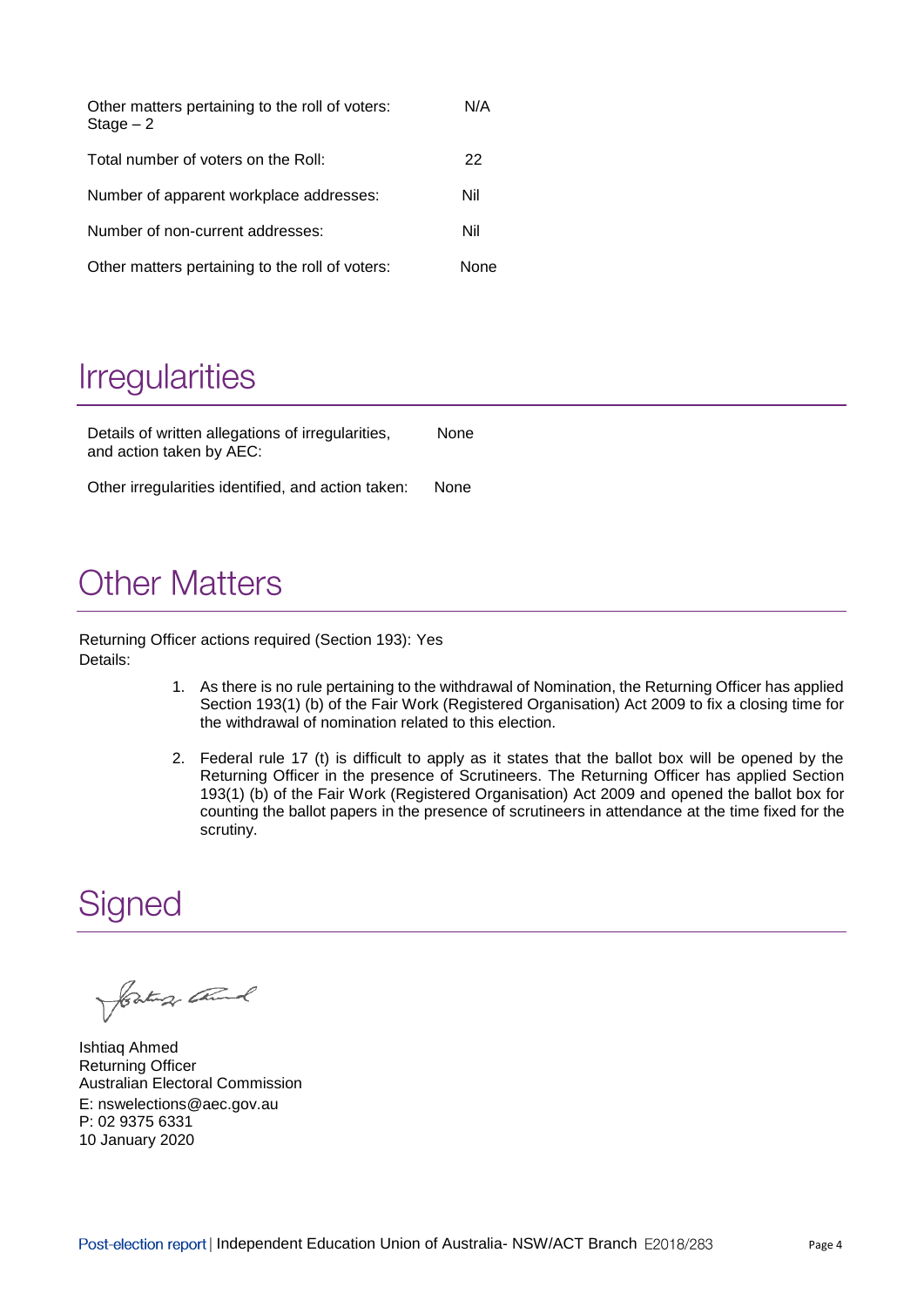| | |
|---|---|
| Other matters pertaining to the roll of voters: Stage – 2 | N/A |
| Total number of voters on the Roll: | 22 |
| Number of apparent workplace addresses: | Nil |
| Number of non-current addresses: | Nil |
| Other matters pertaining to the roll of voters: | None |

# Irregularities

| | |
|---|---|
| Details of written allegations of irregularities, and action taken by AEC: | None |
| Other irregularities identified, and action taken: | None |

# Other Matters

Returning Officer actions required (Section 193): Yes
Details:

1. As there is no rule pertaining to the withdrawal of Nomination, the Returning Officer has applied Section 193(1) (b) of the Fair Work (Registered Organisation) Act 2009 to fix a closing time for the withdrawal of nomination related to this election.

2. Federal rule 17 (t) is difficult to apply as it states that the ballot box will be opened by the Returning Officer in the presence of Scrutineers. The Returning Officer has applied Section 193(1) (b) of the Fair Work (Registered Organisation) Act 2009 and opened the ballot box for counting the ballot papers in the presence of scrutineers in attendance at the time fixed for the scrutiny.

# Signed

Ishtiaq Ahmed
Returning Officer
Australian Electoral Commission
E: nswelections@aec.gov.au
P: 02 9375 6331
10 January 2020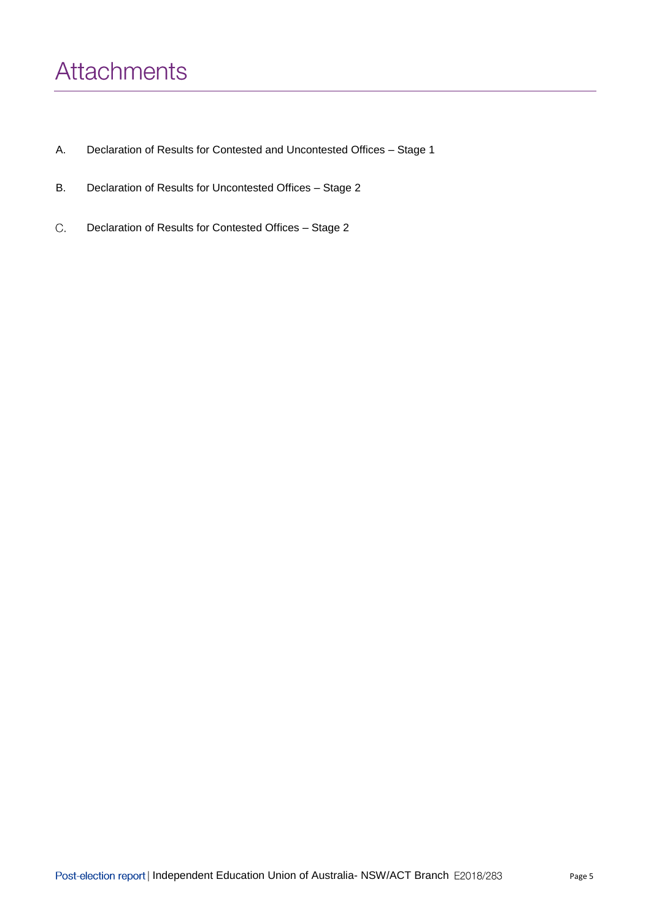# Attachments

A. Declaration of Results for Contested and Uncontested Offices – Stage 1

B. Declaration of Results for Uncontested Offices – Stage 2

C. Declaration of Results for Contested Offices – Stage 2